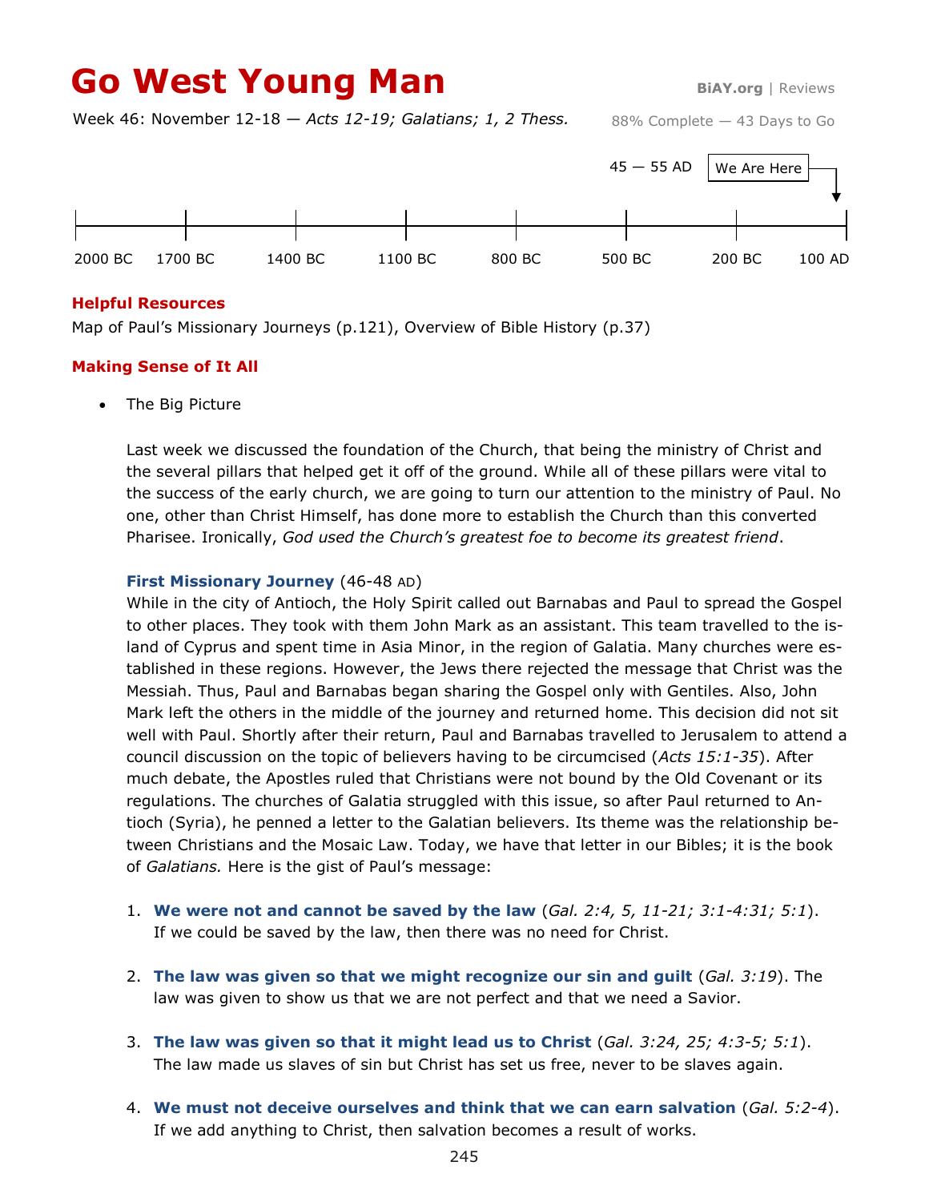# Go West Young Man

BiAY.org | Reviews

Week 46: November 12-18 — *Acts 12-19; Galatians; 1, 2 Thess.*

88% Complete — 43 Days to Go

45 — 55 AD

We Are Here

2000 BC
1700 BC
1400 BC
1100 BC
800 BC
500 BC
200 BC
100 AD

## Helpful Resources

Map of Paul's Missionary Journeys (p.121), Overview of Bible History (p.37)

## Making Sense of It All

- The Big Picture

  Last week we discussed the foundation of the Church, that being the ministry of Christ and the several pillars that helped get it off of the ground. While all of these pillars were vital to the success of the early church, we are going to turn our attention to the ministry of Paul. No one, other than Christ Himself, has done more to establish the Church than this converted Pharisee. Ironically, *God used the Church's greatest foe to become its greatest friend*.

  **First Missionary Journey** (46-48 AD)
  While in the city of Antioch, the Holy Spirit called out Barnabas and Paul to spread the Gospel to other places. They took with them John Mark as an assistant. This team travelled to the island of Cyprus and spent time in Asia Minor, in the region of Galatia. Many churches were established in these regions. However, the Jews there rejected the message that Christ was the Messiah. Thus, Paul and Barnabas began sharing the Gospel only with Gentiles. Also, John Mark left the others in the middle of the journey and returned home. This decision did not sit well with Paul. Shortly after their return, Paul and Barnabas travelled to Jerusalem to attend a council discussion on the topic of believers having to be circumcised (*Acts 15:1-35*). After much debate, the Apostles ruled that Christians were not bound by the Old Covenant or its regulations. The churches of Galatia struggled with this issue, so after Paul returned to Antioch (Syria), he penned a letter to the Galatian believers. Its theme was the relationship between Christians and the Mosaic Law. Today, we have that letter in our Bibles; it is the book of *Galatians.* Here is the gist of Paul's message:

  1. **We were not and cannot be saved by the law** (*Gal. 2:4, 5, 11-21; 3:1-4:31; 5:1*). If we could be saved by the law, then there was no need for Christ.

  2. **The law was given so that we might recognize our sin and guilt** (*Gal. 3:19*). The law was given to show us that we are not perfect and that we need a Savior.

  3. **The law was given so that it might lead us to Christ** (*Gal. 3:24, 25; 4:3-5; 5:1*). The law made us slaves of sin but Christ has set us free, never to be slaves again.

  4. **We must not deceive ourselves and think that we can earn salvation** (*Gal. 5:2-4*). If we add anything to Christ, then salvation becomes a result of works.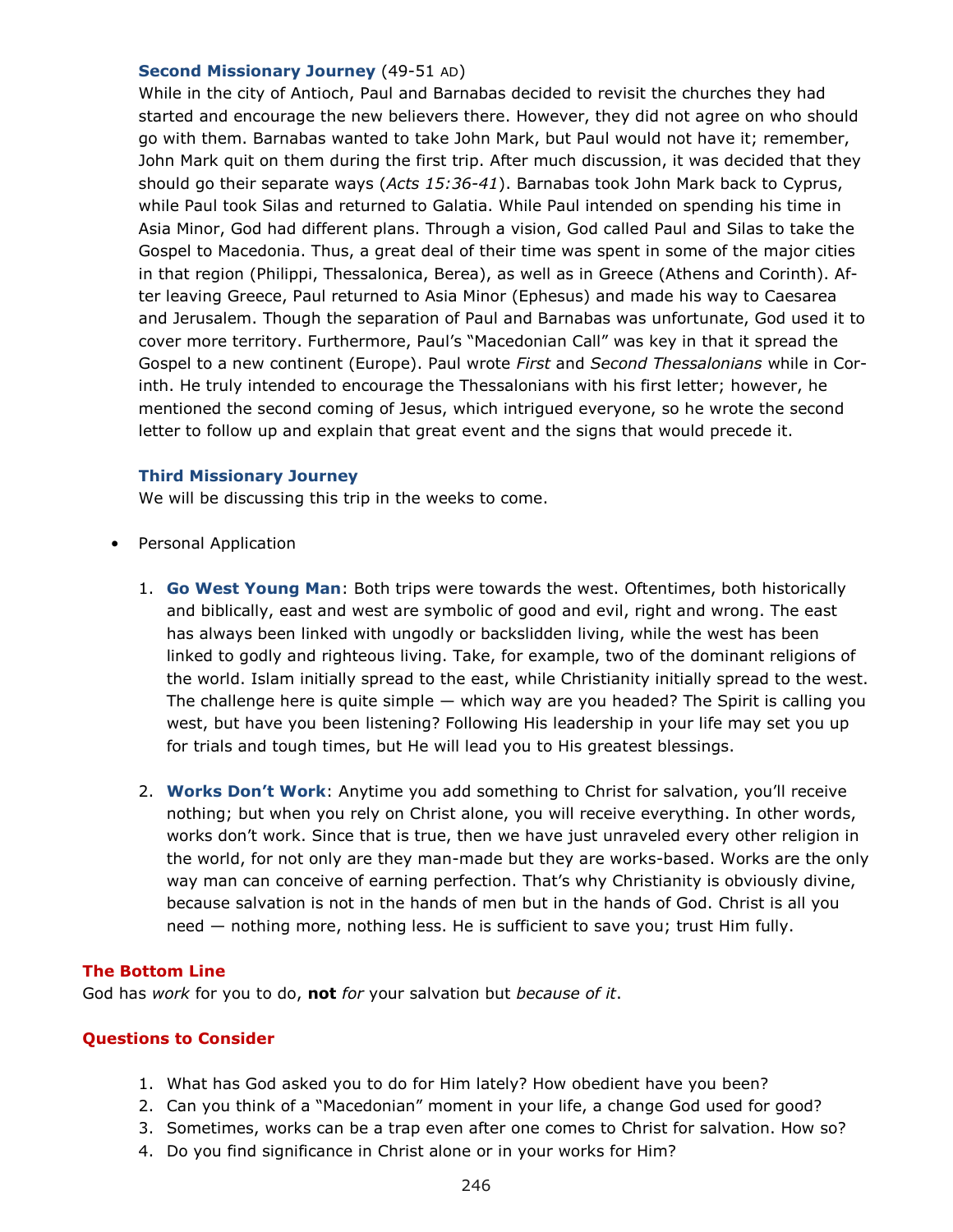### Second Missionary Journey (49-51 AD)

While in the city of Antioch, Paul and Barnabas decided to revisit the churches they had started and encourage the new believers there. However, they did not agree on who should go with them. Barnabas wanted to take John Mark, but Paul would not have it; remember, John Mark quit on them during the first trip. After much discussion, it was decided that they should go their separate ways (*Acts 15:36-41*). Barnabas took John Mark back to Cyprus, while Paul took Silas and returned to Galatia. While Paul intended on spending his time in Asia Minor, God had different plans. Through a vision, God called Paul and Silas to take the Gospel to Macedonia. Thus, a great deal of their time was spent in some of the major cities in that region (Philippi, Thessalonica, Berea), as well as in Greece (Athens and Corinth). After leaving Greece, Paul returned to Asia Minor (Ephesus) and made his way to Caesarea and Jerusalem. Though the separation of Paul and Barnabas was unfortunate, God used it to cover more territory. Furthermore, Paul's "Macedonian Call" was key in that it spread the Gospel to a new continent (Europe). Paul wrote *First* and *Second Thessalonians* while in Corinth. He truly intended to encourage the Thessalonians with his first letter; however, he mentioned the second coming of Jesus, which intrigued everyone, so he wrote the second letter to follow up and explain that great event and the signs that would precede it.

### Third Missionary Journey

We will be discussing this trip in the weeks to come.

- Personal Application

1. **Go West Young Man**: Both trips were towards the west. Oftentimes, both historically and biblically, east and west are symbolic of good and evil, right and wrong. The east has always been linked with ungodly or backslidden living, while the west has been linked to godly and righteous living. Take, for example, two of the dominant religions of the world. Islam initially spread to the east, while Christianity initially spread to the west. The challenge here is quite simple — which way are you headed? The Spirit is calling you west, but have you been listening? Following His leadership in your life may set you up for trials and tough times, but He will lead you to His greatest blessings.

2. **Works Don't Work**: Anytime you add something to Christ for salvation, you'll receive nothing; but when you rely on Christ alone, you will receive everything. In other words, works don't work. Since that is true, then we have just unraveled every other religion in the world, for not only are they man-made but they are works-based. Works are the only way man can conceive of earning perfection. That's why Christianity is obviously divine, because salvation is not in the hands of men but in the hands of God. Christ is all you need — nothing more, nothing less. He is sufficient to save you; trust Him fully.

## The Bottom Line

God has *work* for you to do, **not** *for* your salvation but *because of it*.

## Questions to Consider

1. What has God asked you to do for Him lately? How obedient have you been?
2. Can you think of a "Macedonian" moment in your life, a change God used for good?
3. Sometimes, works can be a trap even after one comes to Christ for salvation. How so?
4. Do you find significance in Christ alone or in your works for Him?